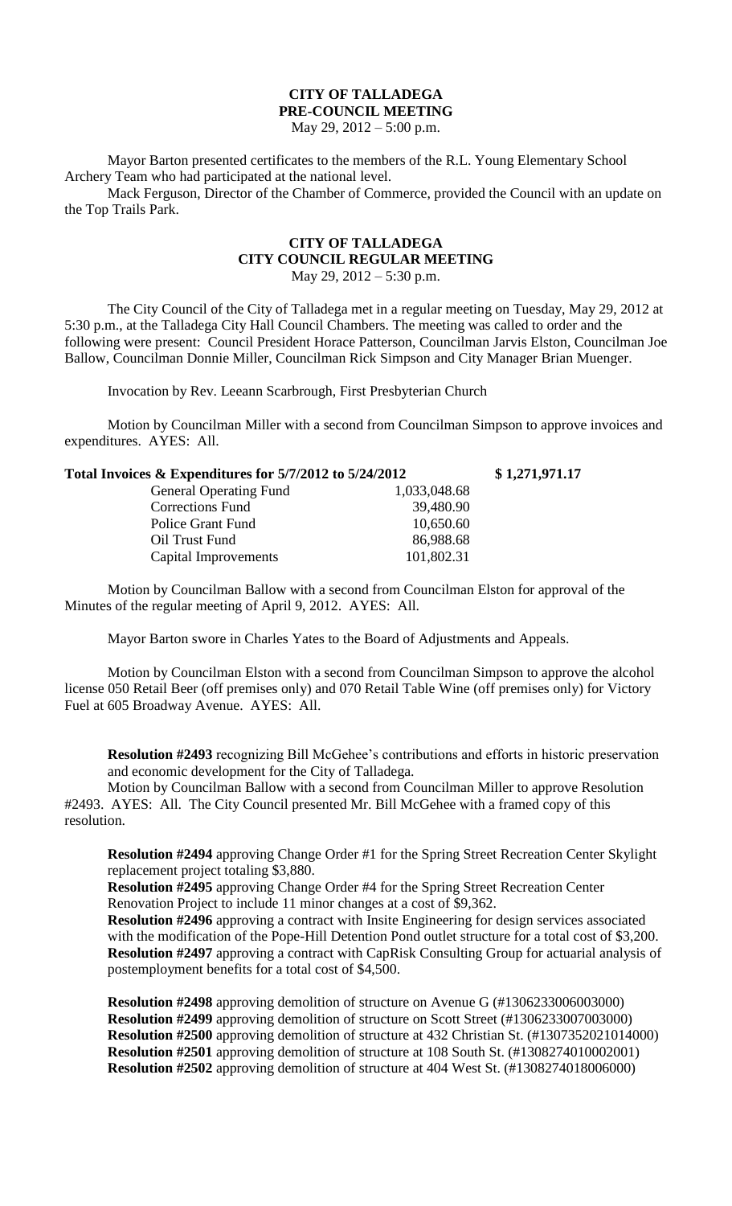**CITY OF TALLADEGA**
**PRE-COUNCIL MEETING**
May 29, 2012 – 5:00 p.m.

Mayor Barton presented certificates to the members of the R.L. Young Elementary School Archery Team who had participated at the national level.

Mack Ferguson, Director of the Chamber of Commerce, provided the Council with an update on the Top Trails Park.

**CITY OF TALLADEGA**
**CITY COUNCIL REGULAR MEETING**
May 29, 2012 – 5:30 p.m.

The City Council of the City of Talladega met in a regular meeting on Tuesday, May 29, 2012 at 5:30 p.m., at the Talladega City Hall Council Chambers. The meeting was called to order and the following were present: Council President Horace Patterson, Councilman Jarvis Elston, Councilman Joe Ballow, Councilman Donnie Miller, Councilman Rick Simpson and City Manager Brian Muenger.

Invocation by Rev. Leeann Scarbrough, First Presbyterian Church

Motion by Councilman Miller with a second from Councilman Simpson to approve invoices and expenditures. AYES: All.

| **Total Invoices & Expenditures for 5/7/2012 to 5/24/2012** | | **$ 1,271,971.17** |
|---|---|---|
| General Operating Fund | 1,033,048.68 | |
| Corrections Fund | 39,480.90 | |
| Police Grant Fund | 10,650.60 | |
| Oil Trust Fund | 86,988.68 | |
| Capital Improvements | 101,802.31 | |

Motion by Councilman Ballow with a second from Councilman Elston for approval of the Minutes of the regular meeting of April 9, 2012. AYES: All.

Mayor Barton swore in Charles Yates to the Board of Adjustments and Appeals.

Motion by Councilman Elston with a second from Councilman Simpson to approve the alcohol license 050 Retail Beer (off premises only) and 070 Retail Table Wine (off premises only) for Victory Fuel at 605 Broadway Avenue. AYES: All.

**Resolution #2493** recognizing Bill McGehee's contributions and efforts in historic preservation and economic development for the City of Talladega.

Motion by Councilman Ballow with a second from Councilman Miller to approve Resolution #2493. AYES: All. The City Council presented Mr. Bill McGehee with a framed copy of this resolution.

**Resolution #2494** approving Change Order #1 for the Spring Street Recreation Center Skylight replacement project totaling $3,880.

**Resolution #2495** approving Change Order #4 for the Spring Street Recreation Center Renovation Project to include 11 minor changes at a cost of $9,362.

**Resolution #2496** approving a contract with Insite Engineering for design services associated with the modification of the Pope-Hill Detention Pond outlet structure for a total cost of $3,200.

**Resolution #2497** approving a contract with CapRisk Consulting Group for actuarial analysis of postemployment benefits for a total cost of $4,500.

**Resolution #2498** approving demolition of structure on Avenue G (#1306233006003000)
**Resolution #2499** approving demolition of structure on Scott Street (#1306233007003000)
**Resolution #2500** approving demolition of structure at 432 Christian St. (#1307352021014000)
**Resolution #2501** approving demolition of structure at 108 South St. (#1308274010002001)
**Resolution #2502** approving demolition of structure at 404 West St. (#1308274018006000)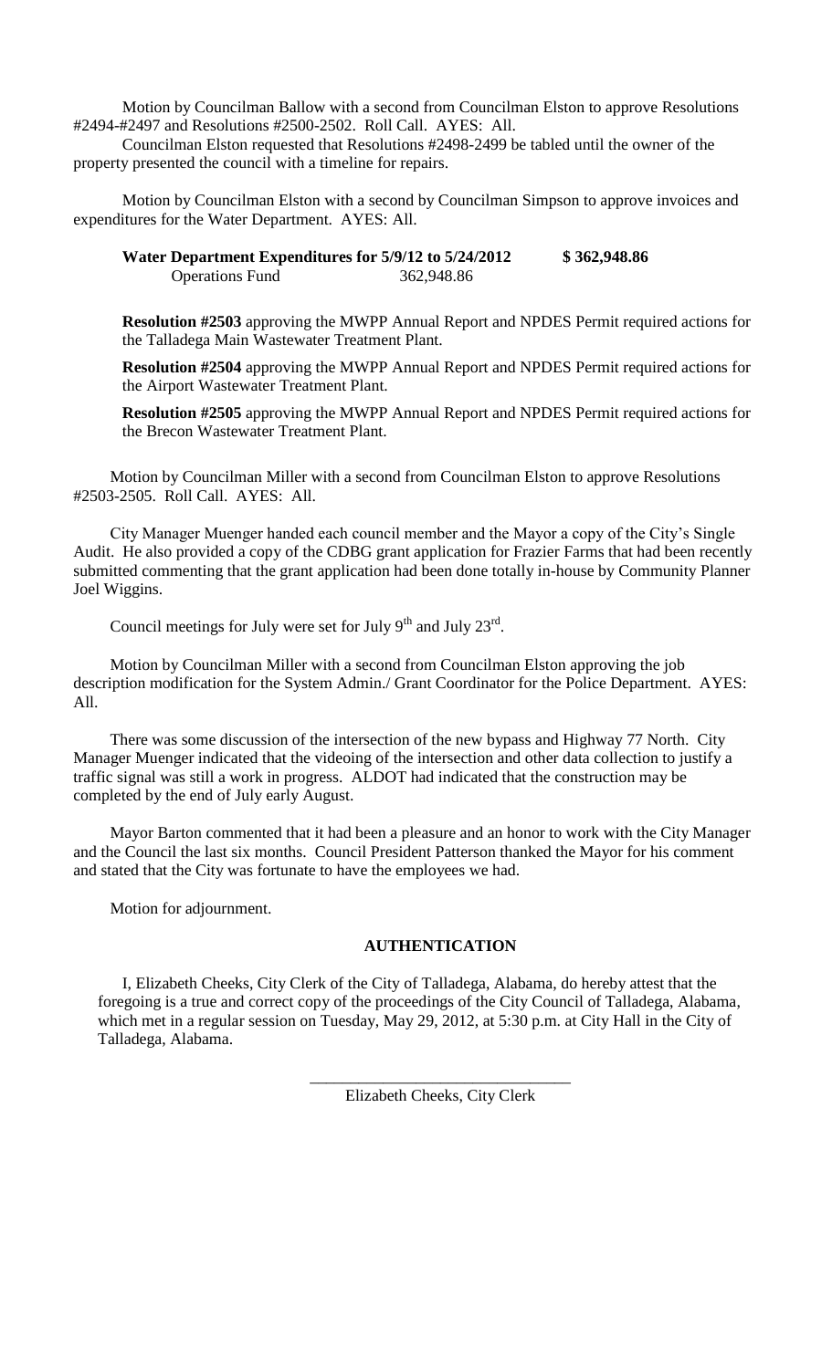Motion by Councilman Ballow with a second from Councilman Elston to approve Resolutions #2494-#2497 and Resolutions #2500-2502. Roll Call. AYES: All.

Councilman Elston requested that Resolutions #2498-2499 be tabled until the owner of the property presented the council with a timeline for repairs.

Motion by Councilman Elston with a second by Councilman Simpson to approve invoices and expenditures for the Water Department. AYES: All.

| | | |
|---|---|---|
| **Water Department Expenditures for 5/9/12 to 5/24/2012** | | **$ 362,948.86** |
| Operations Fund | 362,948.86 | |

**Resolution #2503** approving the MWPP Annual Report and NPDES Permit required actions for the Talladega Main Wastewater Treatment Plant.

**Resolution #2504** approving the MWPP Annual Report and NPDES Permit required actions for the Airport Wastewater Treatment Plant.

**Resolution #2505** approving the MWPP Annual Report and NPDES Permit required actions for the Brecon Wastewater Treatment Plant.

Motion by Councilman Miller with a second from Councilman Elston to approve Resolutions #2503-2505. Roll Call. AYES: All.

City Manager Muenger handed each council member and the Mayor a copy of the City's Single Audit. He also provided a copy of the CDBG grant application for Frazier Farms that had been recently submitted commenting that the grant application had been done totally in-house by Community Planner Joel Wiggins.

Council meetings for July were set for July 9th and July 23rd.

Motion by Councilman Miller with a second from Councilman Elston approving the job description modification for the System Admin./ Grant Coordinator for the Police Department. AYES: All.

There was some discussion of the intersection of the new bypass and Highway 77 North. City Manager Muenger indicated that the videoing of the intersection and other data collection to justify a traffic signal was still a work in progress. ALDOT had indicated that the construction may be completed by the end of July early August.

Mayor Barton commented that it had been a pleasure and an honor to work with the City Manager and the Council the last six months. Council President Patterson thanked the Mayor for his comment and stated that the City was fortunate to have the employees we had.

Motion for adjournment.

## AUTHENTICATION

I, Elizabeth Cheeks, City Clerk of the City of Talladega, Alabama, do hereby attest that the foregoing is a true and correct copy of the proceedings of the City Council of Talladega, Alabama, which met in a regular session on Tuesday, May 29, 2012, at 5:30 p.m. at City Hall in the City of Talladega, Alabama.

\_\_\_\_\_\_\_\_\_\_\_\_\_\_\_\_\_\_\_\_\_\_\_\_\_\_\_\_\_\_\_\_

Elizabeth Cheeks, City Clerk